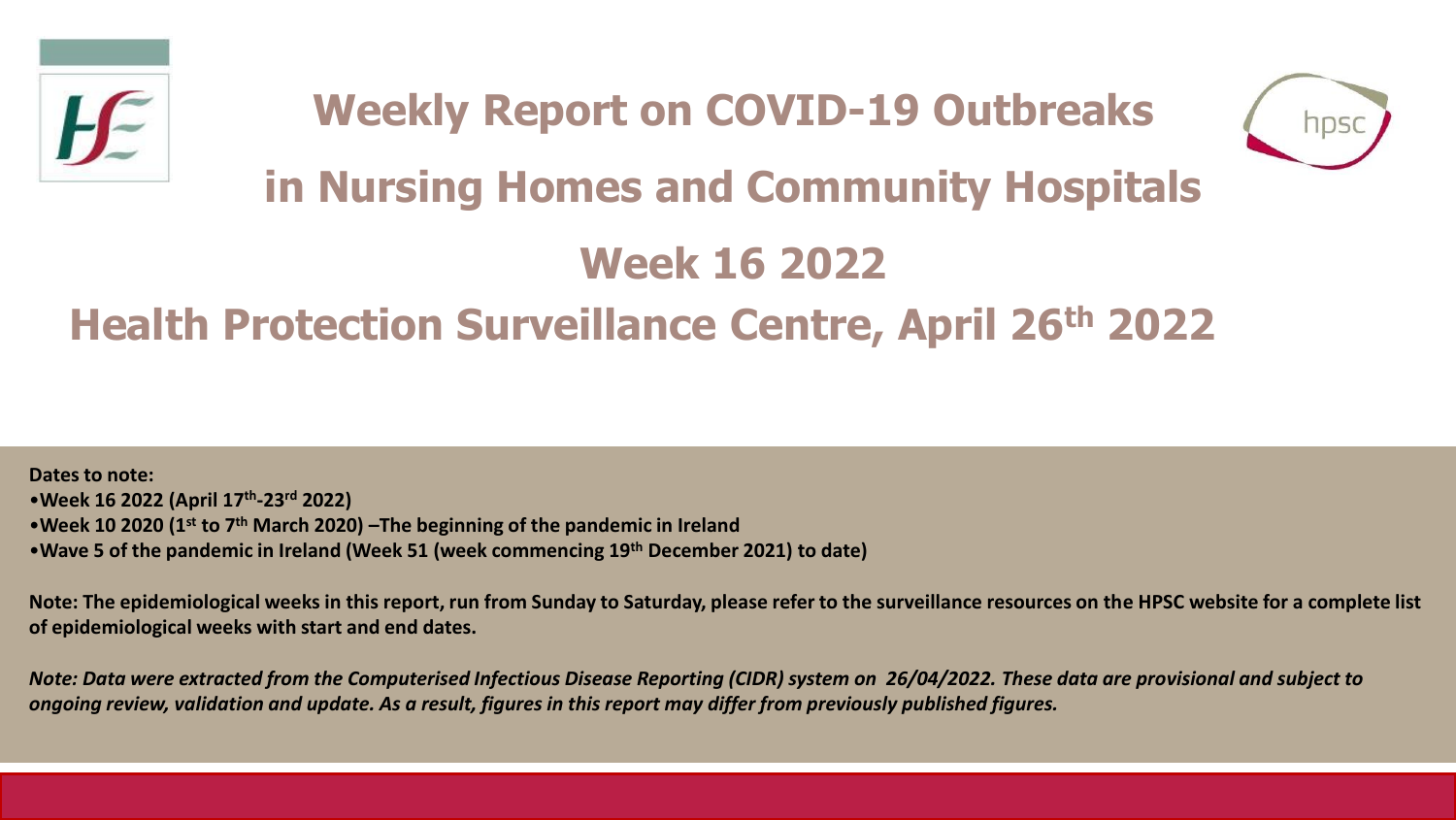# Weekly Report on COVID-19 Outbreaks in Nursing Homes and Community Hospitals

## Week 16 2022

## Health Protection Surveillance Centre, April 26th 2022

**Dates to note:**

- **Week 16 2022 (April 17th-23rd 2022)**
- **Week 10 2020 (1st to 7th March 2020) –The beginning of the pandemic in Ireland**
- **Wave 5 of the pandemic in Ireland (Week 51 (week commencing 19th December 2021) to date)**

**Note: The epidemiological weeks in this report, run from Sunday to Saturday, please refer to the surveillance resources on the HPSC website for a complete list of epidemiological weeks with start and end dates.**

***Note: Data were extracted from the Computerised Infectious Disease Reporting (CIDR) system on 26/04/2022. These data are provisional and subject to ongoing review, validation and update. As a result, figures in this report may differ from previously published figures.***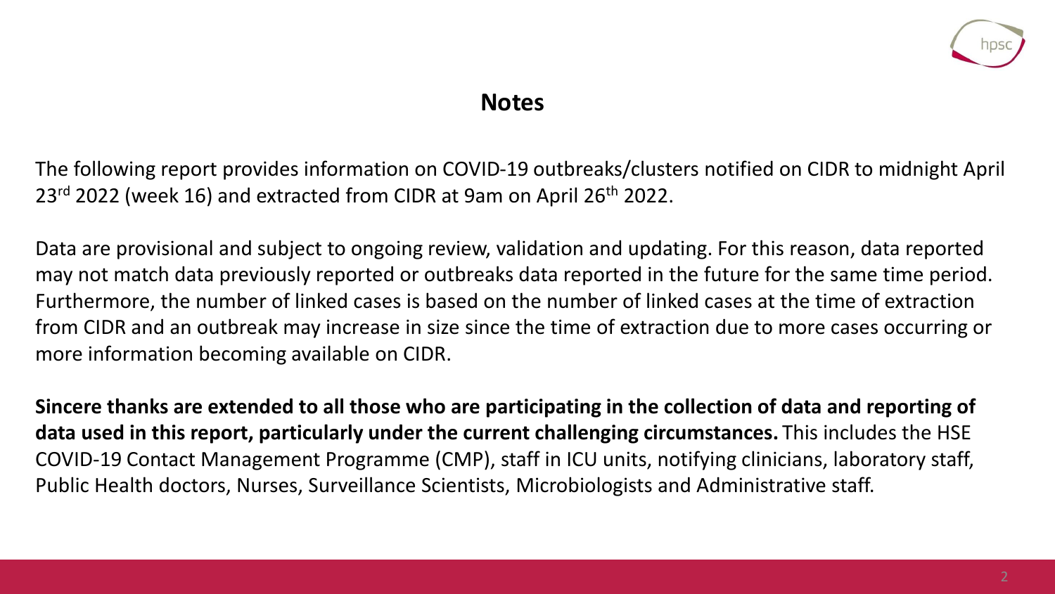# Notes

The following report provides information on COVID-19 outbreaks/clusters notified on CIDR to midnight April 23rd 2022 (week 16) and extracted from CIDR at 9am on April 26th 2022.

Data are provisional and subject to ongoing review, validation and updating. For this reason, data reported may not match data previously reported or outbreaks data reported in the future for the same time period. Furthermore, the number of linked cases is based on the number of linked cases at the time of extraction from CIDR and an outbreak may increase in size since the time of extraction due to more cases occurring or more information becoming available on CIDR.

**Sincere thanks are extended to all those who are participating in the collection of data and reporting of data used in this report, particularly under the current challenging circumstances.** This includes the HSE COVID-19 Contact Management Programme (CMP), staff in ICU units, notifying clinicians, laboratory staff, Public Health doctors, Nurses, Surveillance Scientists, Microbiologists and Administrative staff.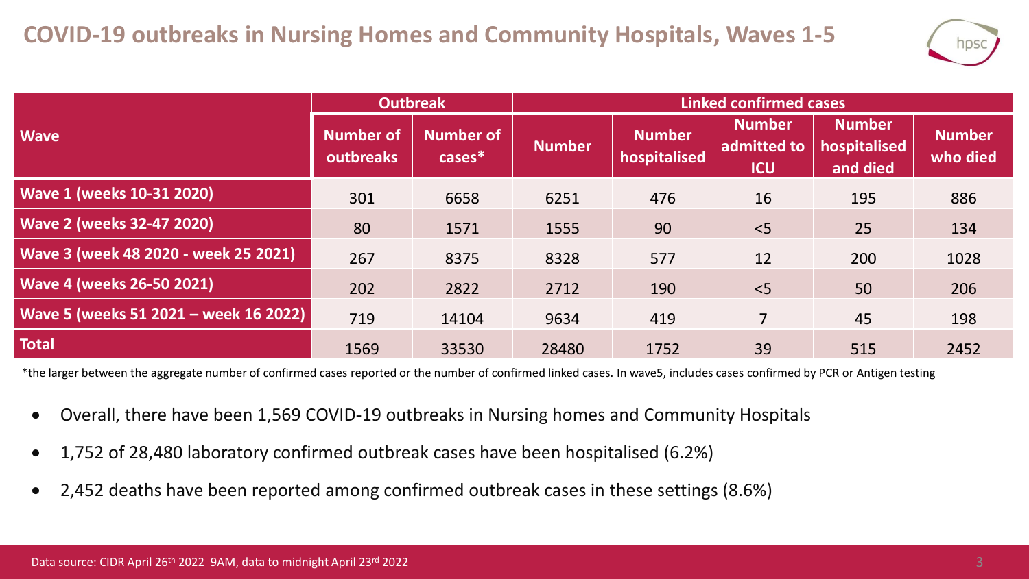## COVID-19 outbreaks in Nursing Homes and Community Hospitals, Waves 1-5

| Wave | Outbreak | | Linked confirmed cases | | | | |
|---|---|---|---|---|---|---|---|
| | Number of outbreaks | Number of cases* | Number | Number hospitalised | Number admitted to ICU | Number hospitalised and died | Number who died |
| Wave 1 (weeks 10-31 2020) | 301 | 6658 | 6251 | 476 | 16 | 195 | 886 |
| Wave 2 (weeks 32-47 2020) | 80 | 1571 | 1555 | 90 | <5 | 25 | 134 |
| Wave 3 (week 48 2020 - week 25 2021) | 267 | 8375 | 8328 | 577 | 12 | 200 | 1028 |
| Wave 4 (weeks 26-50 2021) | 202 | 2822 | 2712 | 190 | <5 | 50 | 206 |
| Wave 5 (weeks 51 2021 – week 16 2022) | 719 | 14104 | 9634 | 419 | 7 | 45 | 198 |
| Total | 1569 | 33530 | 28480 | 1752 | 39 | 515 | 2452 |

*the larger between the aggregate number of confirmed cases reported or the number of confirmed linked cases. In wave5, includes cases confirmed by PCR or Antigen testing

- Overall, there have been 1,569 COVID-19 outbreaks in Nursing homes and Community Hospitals
- 1,752 of 28,480 laboratory confirmed outbreak cases have been hospitalised (6.2%)
- 2,452 deaths have been reported among confirmed outbreak cases in these settings (8.6%)

Data source: CIDR April 26th 2022 9AM, data to midnight April 23rd 2022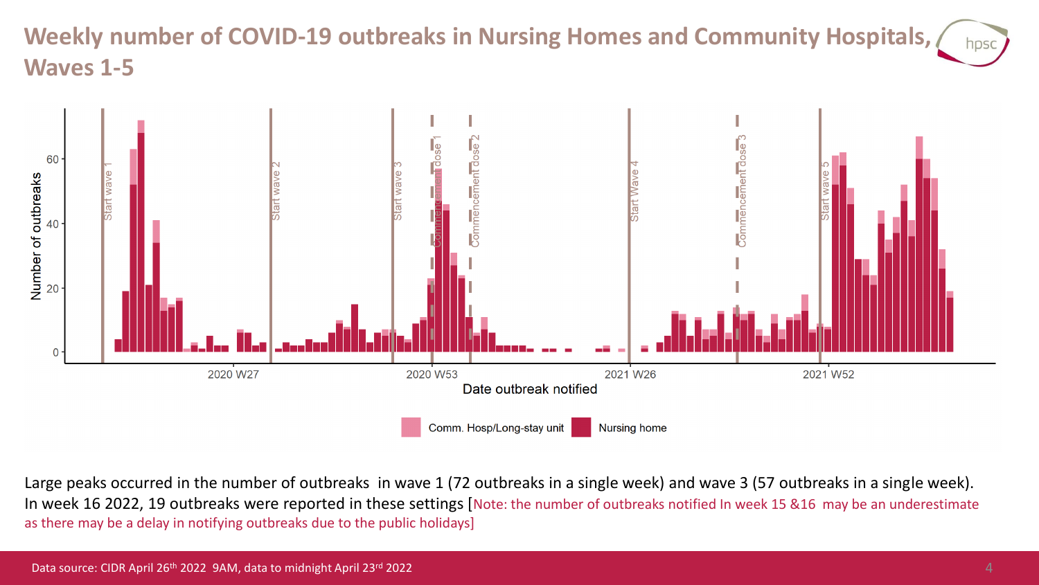# Weekly number of COVID-19 outbreaks in Nursing Homes and Community Hospitals, Waves 1-5

Large peaks occurred in the number of outbreaks in wave 1 (72 outbreaks in a single week) and wave 3 (57 outbreaks in a single week). In week 16 2022, 19 outbreaks were reported in these settings [Note: the number of outbreaks notified In week 15 &16 may be an underestimate as there may be a delay in notifying outbreaks due to the public holidays]

Data source: CIDR April 26th 2022 9AM, data to midnight April 23rd 2022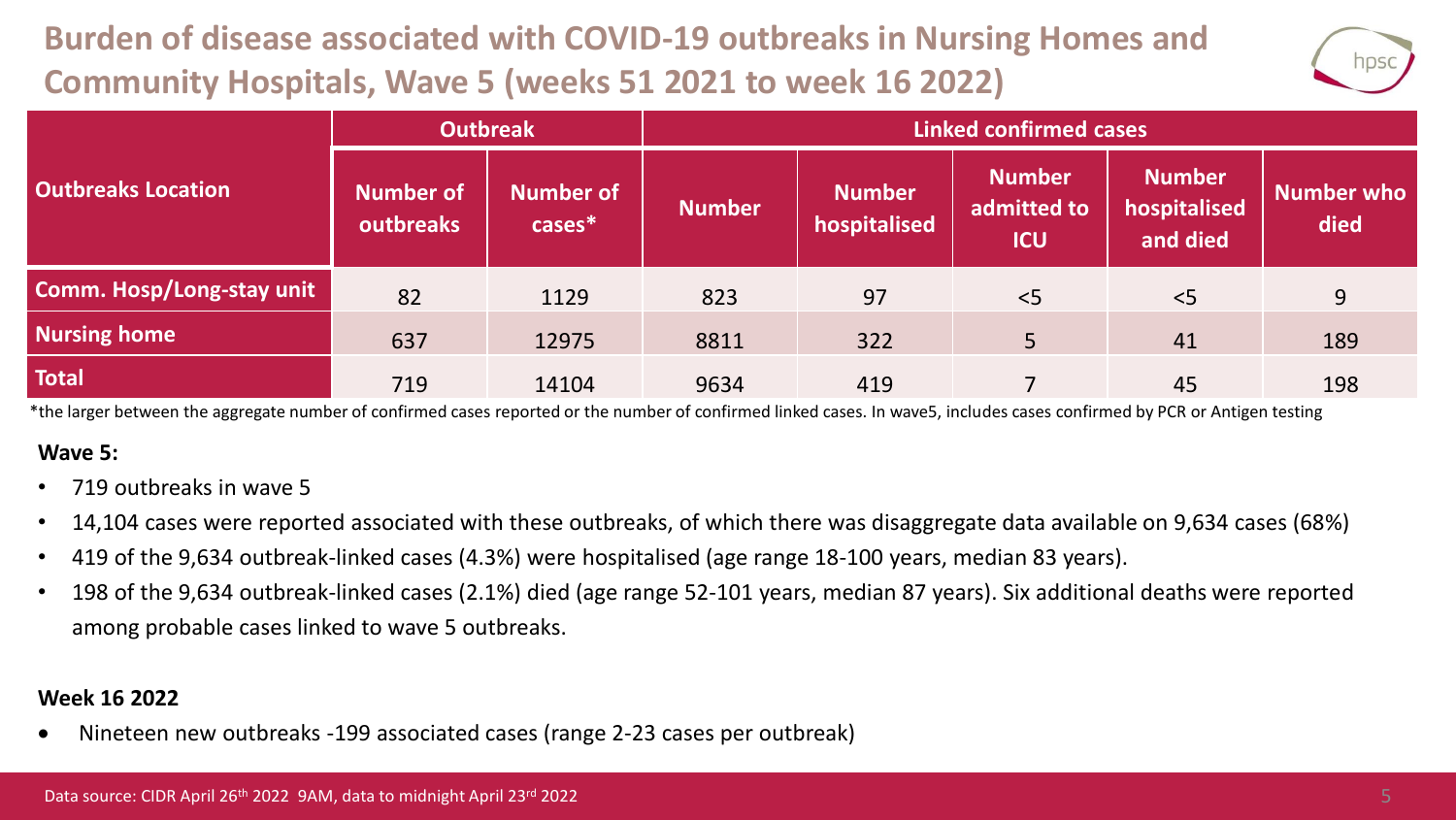# Burden of disease associated with COVID-19 outbreaks in Nursing Homes and Community Hospitals, Wave 5 (weeks 51 2021 to week 16 2022)

| Outbreaks Location | Outbreak | | Linked confirmed cases | | | | |
|---|---|---|---|---|---|---|---|
| | Number of outbreaks | Number of cases* | Number | Number hospitalised | Number admitted to ICU | Number hospitalised and died | Number who died |
| Comm. Hosp/Long-stay unit | 82 | 1129 | 823 | 97 | <5 | <5 | 9 |
| Nursing home | 637 | 12975 | 8811 | 322 | 5 | 41 | 189 |
| Total | 719 | 14104 | 9634 | 419 | 7 | 45 | 198 |

*the larger between the aggregate number of confirmed cases reported or the number of confirmed linked cases. In wave5, includes cases confirmed by PCR or Antigen testing

**Wave 5:**

- 719 outbreaks in wave 5
- 14,104 cases were reported associated with these outbreaks, of which there was disaggregate data available on 9,634 cases (68%)
- 419 of the 9,634 outbreak-linked cases (4.3%) were hospitalised (age range 18-100 years, median 83 years).
- 198 of the 9,634 outbreak-linked cases (2.1%) died (age range 52-101 years, median 87 years). Six additional deaths were reported among probable cases linked to wave 5 outbreaks.

**Week 16 2022**

- Nineteen new outbreaks -199 associated cases (range 2-23 cases per outbreak)

Data source: CIDR April 26th 2022 9AM, data to midnight April 23rd 2022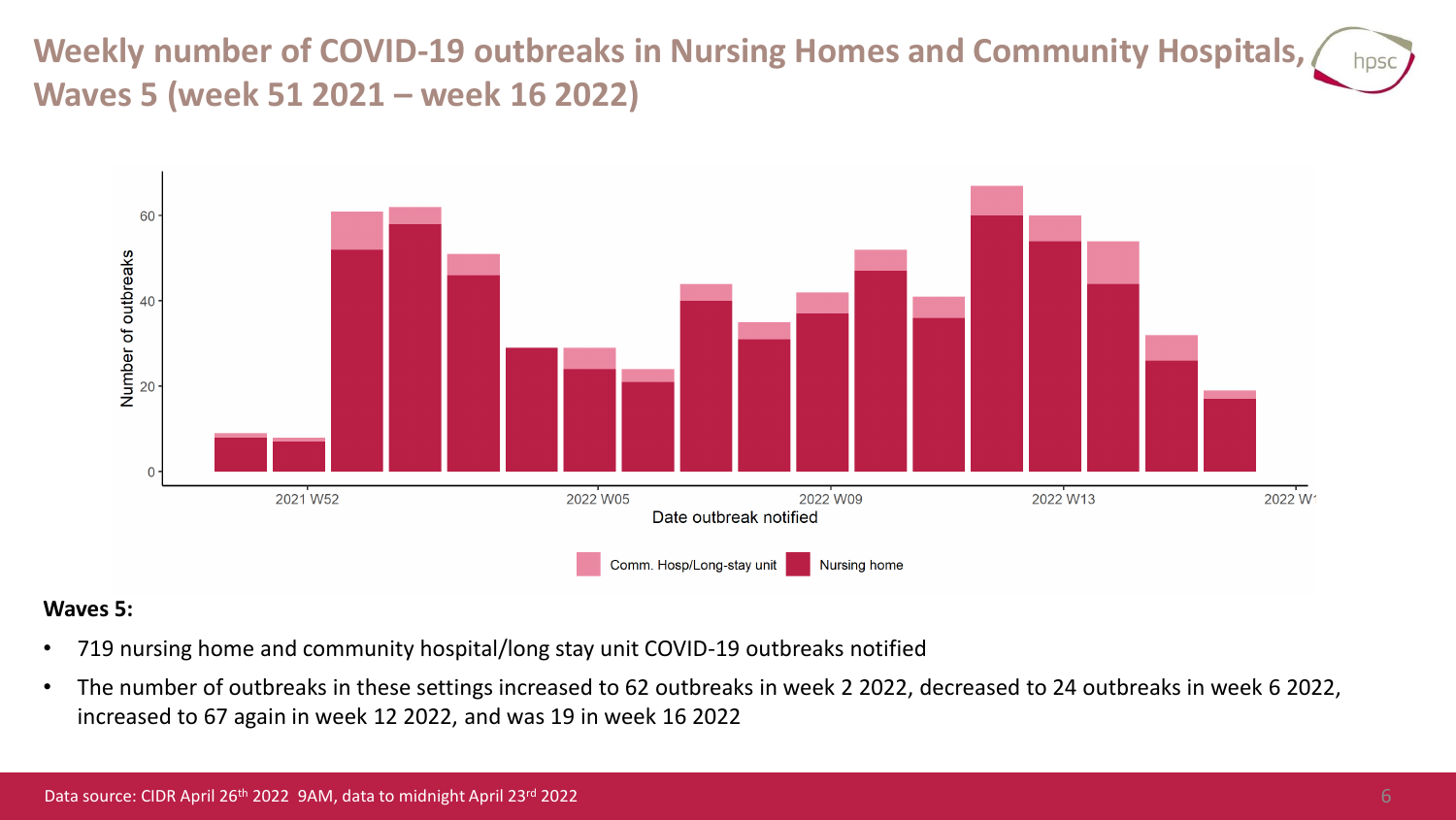# Weekly number of COVID-19 outbreaks in Nursing Homes and Community Hospitals, Waves 5 (week 51 2021 – week 16 2022)

**Waves 5:**

- 719 nursing home and community hospital/long stay unit COVID-19 outbreaks notified
- The number of outbreaks in these settings increased to 62 outbreaks in week 2 2022, decreased to 24 outbreaks in week 6 2022, increased to 67 again in week 12 2022, and was 19 in week 16 2022

Data source: CIDR April 26th 2022 9AM, data to midnight April 23rd 2022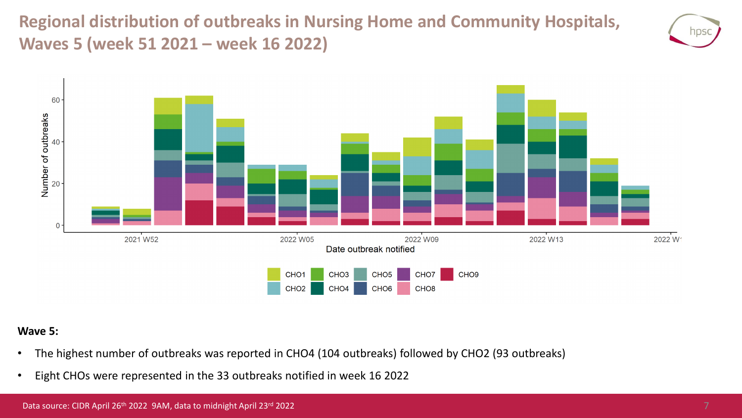# Regional distribution of outbreaks in Nursing Home and Community Hospitals, Waves 5 (week 51 2021 – week 16 2022)

**Wave 5:**

- The highest number of outbreaks was reported in CHO4 (104 outbreaks) followed by CHO2 (93 outbreaks)
- Eight CHOs were represented in the 33 outbreaks notified in week 16 2022

Data source: CIDR April 26th 2022 9AM, data to midnight April 23rd 2022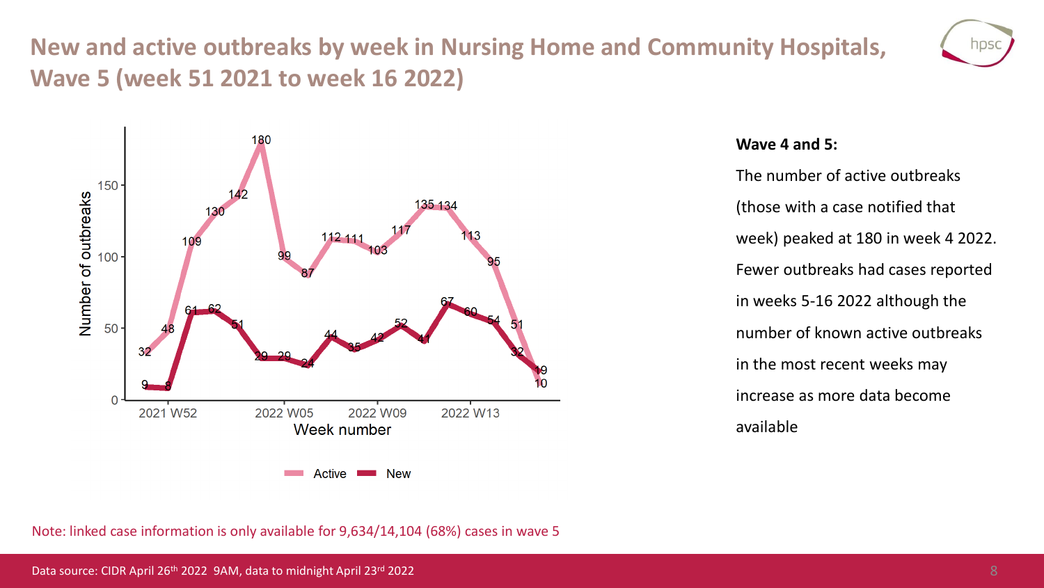# New and active outbreaks by week in Nursing Home and Community Hospitals, Wave 5 (week 51 2021 to week 16 2022)

**Wave 4 and 5:**

The number of active outbreaks (those with a case notified that week) peaked at 180 in week 4 2022. Fewer outbreaks had cases reported in weeks 5-16 2022 although the number of known active outbreaks in the most recent weeks may increase as more data become available

Note: linked case information is only available for 9,634/14,104 (68%) cases in wave 5

Data source: CIDR April 26th 2022 9AM, data to midnight April 23rd 2022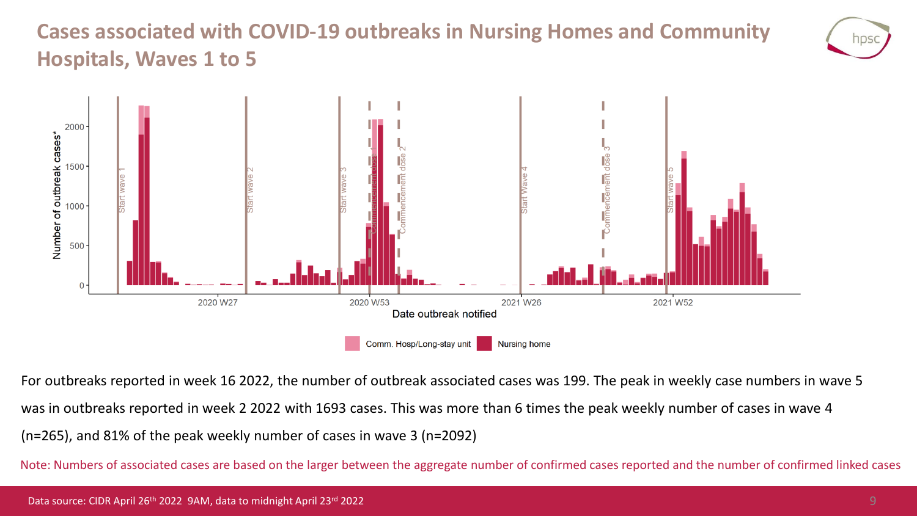# Cases associated with COVID-19 outbreaks in Nursing Homes and Community Hospitals, Waves 1 to 5

For outbreaks reported in week 16 2022, the number of outbreak associated cases was 199. The peak in weekly case numbers in wave 5 was in outbreaks reported in week 2 2022 with 1693 cases. This was more than 6 times the peak weekly number of cases in wave 4 (n=265), and 81% of the peak weekly number of cases in wave 3 (n=2092)

Note: Numbers of associated cases are based on the larger between the aggregate number of confirmed cases reported and the number of confirmed linked cases

Data source: CIDR April 26th 2022 9AM, data to midnight April 23rd 2022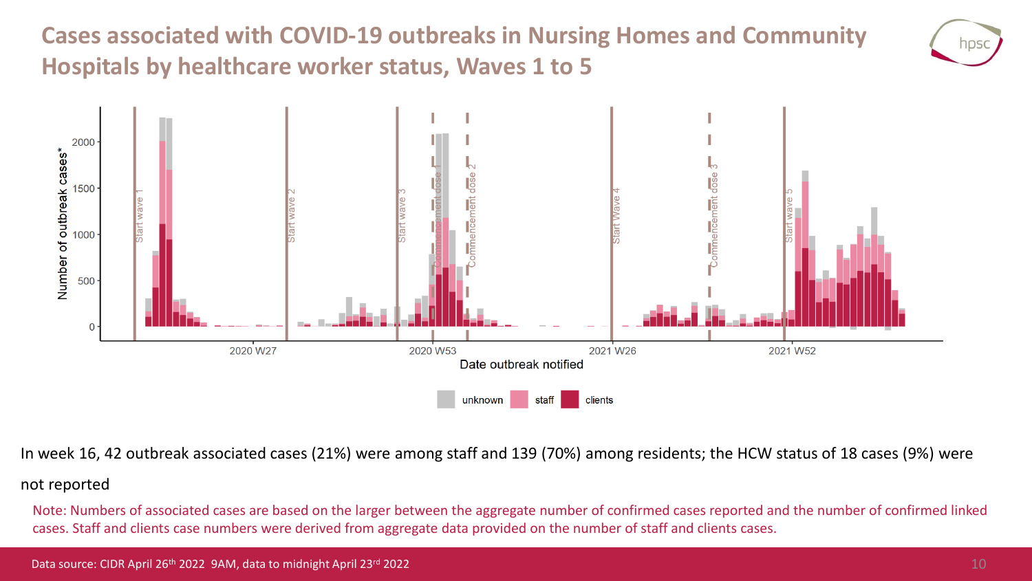# Cases associated with COVID-19 outbreaks in Nursing Homes and Community Hospitals by healthcare worker status, Waves 1 to 5

In week 16, 42 outbreak associated cases (21%) were among staff and 139 (70%) among residents; the HCW status of 18 cases (9%) were not reported

Note: Numbers of associated cases are based on the larger between the aggregate number of confirmed cases reported and the number of confirmed linked cases. Staff and clients case numbers were derived from aggregate data provided on the number of staff and clients cases.

Data source: CIDR April 26th 2022 9AM, data to midnight April 23rd 2022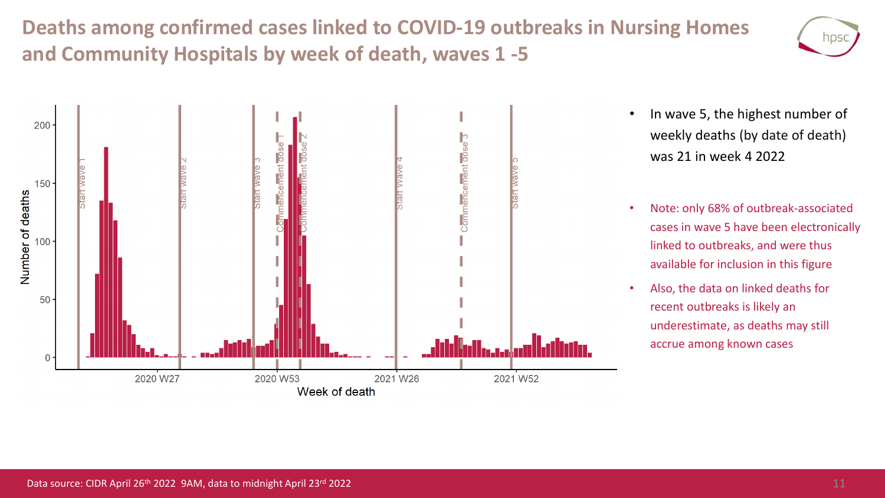# Deaths among confirmed cases linked to COVID-19 outbreaks in Nursing Homes and Community Hospitals by week of death, waves 1 -5

- In wave 5, the highest number of weekly deaths (by date of death) was 21 in week 4 2022
- Note: only 68% of outbreak-associated cases in wave 5 have been electronically linked to outbreaks, and were thus available for inclusion in this figure
- Also, the data on linked deaths for recent outbreaks is likely an underestimate, as deaths may still accrue among known cases

Data source: CIDR April 26th 2022 9AM, data to midnight April 23rd 2022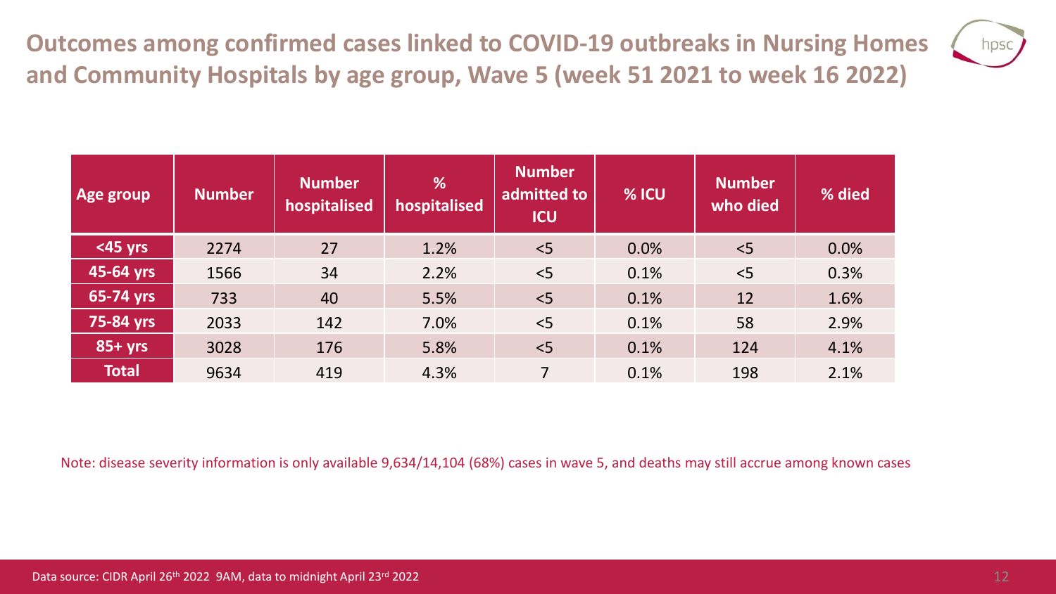# Outcomes among confirmed cases linked to COVID-19 outbreaks in Nursing Homes and Community Hospitals by age group, Wave 5 (week 51 2021 to week 16 2022)

| Age group | Number | Number hospitalised | % hospitalised | Number admitted to ICU | % ICU | Number who died | % died |
|---|---|---|---|---|---|---|---|
| <45 yrs | 2274 | 27 | 1.2% | <5 | 0.0% | <5 | 0.0% |
| 45-64 yrs | 1566 | 34 | 2.2% | <5 | 0.1% | <5 | 0.3% |
| 65-74 yrs | 733 | 40 | 5.5% | <5 | 0.1% | 12 | 1.6% |
| 75-84 yrs | 2033 | 142 | 7.0% | <5 | 0.1% | 58 | 2.9% |
| 85+ yrs | 3028 | 176 | 5.8% | <5 | 0.1% | 124 | 4.1% |
| Total | 9634 | 419 | 4.3% | 7 | 0.1% | 198 | 2.1% |

Note: disease severity information is only available 9,634/14,104 (68%) cases in wave 5, and deaths may still accrue among known cases

Data source: CIDR April 26th 2022 9AM, data to midnight April 23rd 2022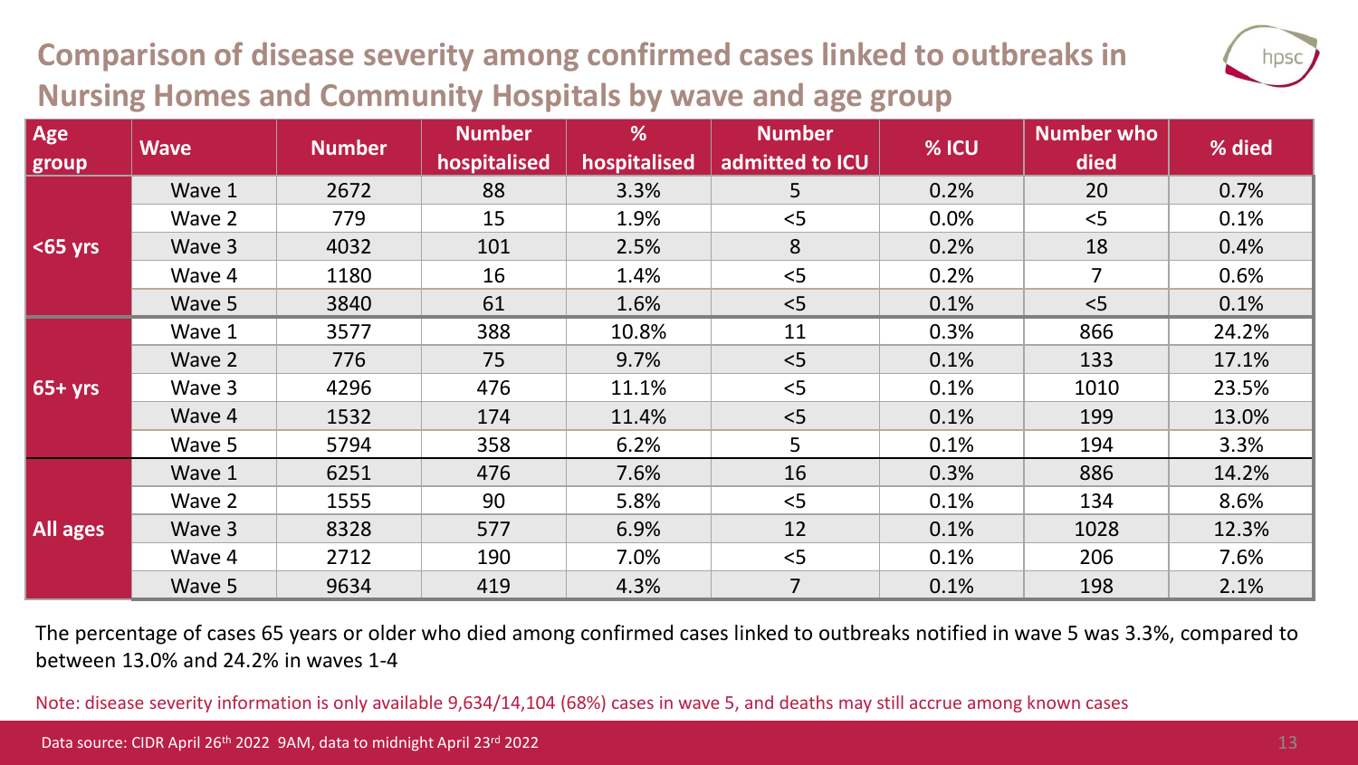# Comparison of disease severity among confirmed cases linked to outbreaks in Nursing Homes and Community Hospitals by wave and age group

| Age group | Wave | Number | Number hospitalised | % hospitalised | Number admitted to ICU | % ICU | Number who died | % died |
|---|---|---|---|---|---|---|---|---|
| <65 yrs | Wave 1 | 2672 | 88 | 3.3% | 5 | 0.2% | 20 | 0.7% |
| | Wave 2 | 779 | 15 | 1.9% | <5 | 0.0% | <5 | 0.1% |
| | Wave 3 | 4032 | 101 | 2.5% | 8 | 0.2% | 18 | 0.4% |
| | Wave 4 | 1180 | 16 | 1.4% | <5 | 0.2% | 7 | 0.6% |
| | Wave 5 | 3840 | 61 | 1.6% | <5 | 0.1% | <5 | 0.1% |
| 65+ yrs | Wave 1 | 3577 | 388 | 10.8% | 11 | 0.3% | 866 | 24.2% |
| | Wave 2 | 776 | 75 | 9.7% | <5 | 0.1% | 133 | 17.1% |
| | Wave 3 | 4296 | 476 | 11.1% | <5 | 0.1% | 1010 | 23.5% |
| | Wave 4 | 1532 | 174 | 11.4% | <5 | 0.1% | 199 | 13.0% |
| | Wave 5 | 5794 | 358 | 6.2% | 5 | 0.1% | 194 | 3.3% |
| All ages | Wave 1 | 6251 | 476 | 7.6% | 16 | 0.3% | 886 | 14.2% |
| | Wave 2 | 1555 | 90 | 5.8% | <5 | 0.1% | 134 | 8.6% |
| | Wave 3 | 8328 | 577 | 6.9% | 12 | 0.1% | 1028 | 12.3% |
| | Wave 4 | 2712 | 190 | 7.0% | <5 | 0.1% | 206 | 7.6% |
| | Wave 5 | 9634 | 419 | 4.3% | 7 | 0.1% | 198 | 2.1% |

The percentage of cases 65 years or older who died among confirmed cases linked to outbreaks notified in wave 5 was 3.3%, compared to between 13.0% and 24.2% in waves 1-4

Note: disease severity information is only available 9,634/14,104 (68%) cases in wave 5, and deaths may still accrue among known cases

Data source: CIDR April 26th 2022 9AM, data to midnight April 23rd 2022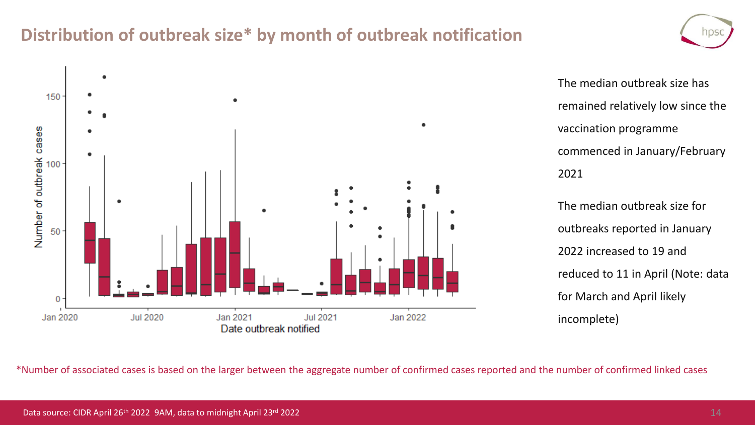## Distribution of outbreak size* by month of outbreak notification

The median outbreak size has remained relatively low since the vaccination programme commenced in January/February 2021

The median outbreak size for outbreaks reported in January 2022 increased to 19 and reduced to 11 in April (Note: data for March and April likely incomplete)

*Number of associated cases is based on the larger between the aggregate number of confirmed cases reported and the number of confirmed linked cases

Data source: CIDR April 26th 2022 9AM, data to midnight April 23rd 2022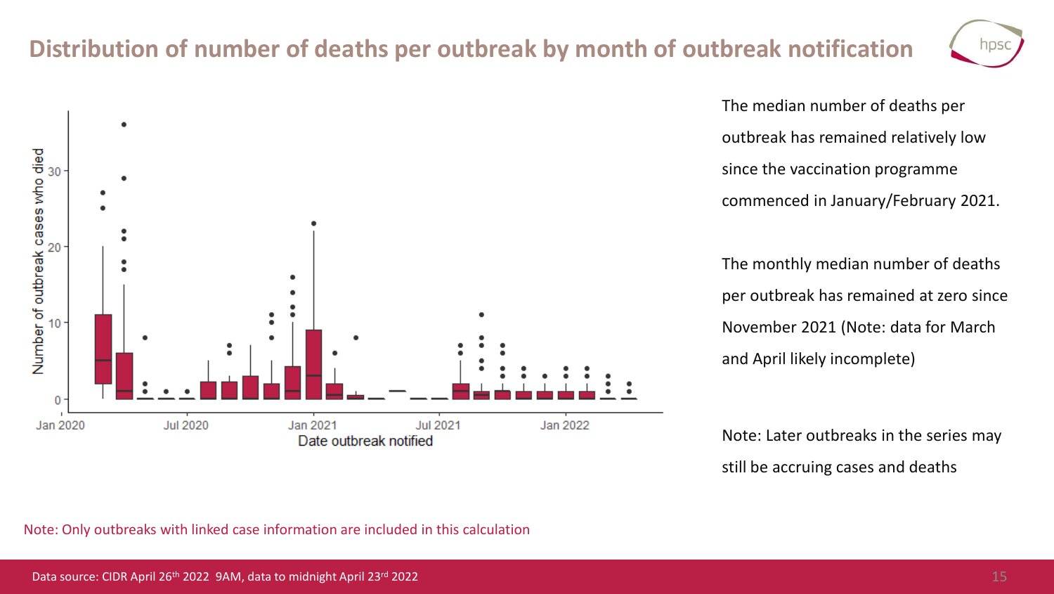# Distribution of number of deaths per outbreak by month of outbreak notification

The median number of deaths per outbreak has remained relatively low since the vaccination programme commenced in January/February 2021.

The monthly median number of deaths per outbreak has remained at zero since November 2021 (Note: data for March and April likely incomplete)

Note: Later outbreaks in the series may still be accruing cases and deaths

Note: Only outbreaks with linked case information are included in this calculation

Data source: CIDR April 26th 2022 9AM, data to midnight April 23rd 2022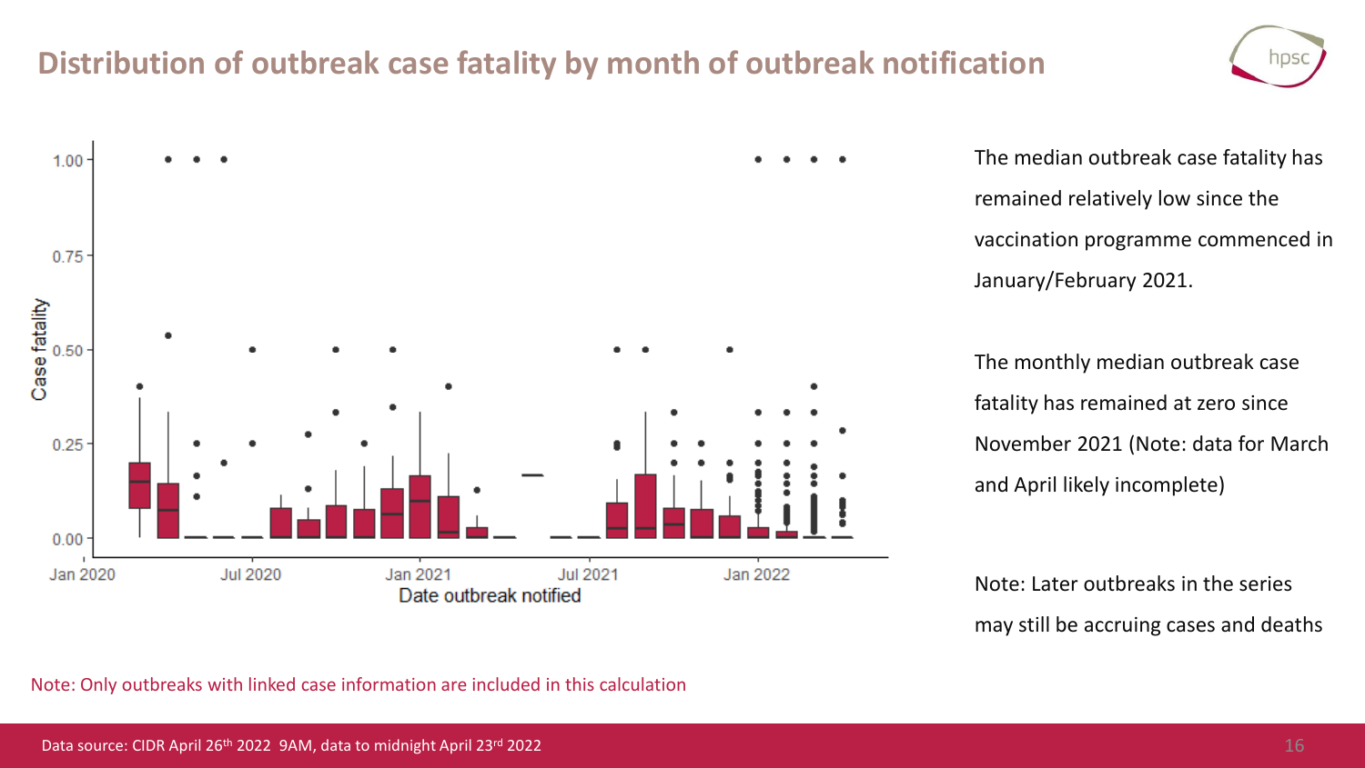# Distribution of outbreak case fatality by month of outbreak notification

The median outbreak case fatality has remained relatively low since the vaccination programme commenced in January/February 2021.

The monthly median outbreak case fatality has remained at zero since November 2021 (Note: data for March and April likely incomplete)

Note: Later outbreaks in the series may still be accruing cases and deaths

Note: Only outbreaks with linked case information are included in this calculation

Data source: CIDR April 26th 2022 9AM, data to midnight April 23rd 2022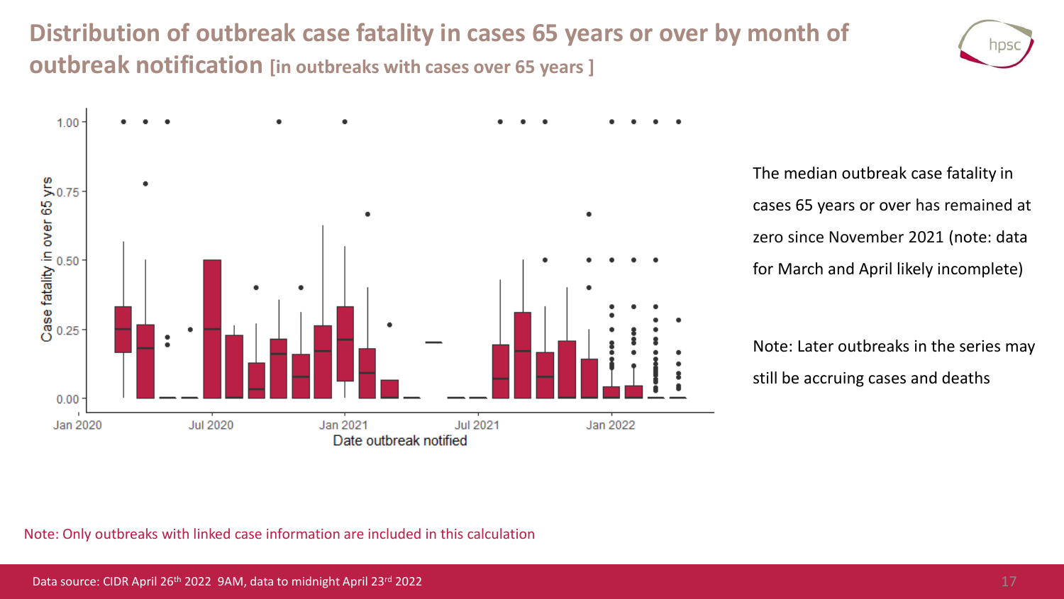# Distribution of outbreak case fatality in cases 65 years or over by month of outbreak notification [in outbreaks with cases over 65 years ]

Case fatality in over 65 yrs

1.00

0.75

0.50

0.25

0.00

Jan 2020

Jul 2020

Jan 2021

Jul 2021

Jan 2022

Date outbreak notified

The median outbreak case fatality in cases 65 years or over has remained at zero since November 2021 (note: data for March and April likely incomplete)

Note: Later outbreaks in the series may still be accruing cases and deaths

Note: Only outbreaks with linked case information are included in this calculation

Data source: CIDR April 26th 2022 9AM, data to midnight April 23rd 2022